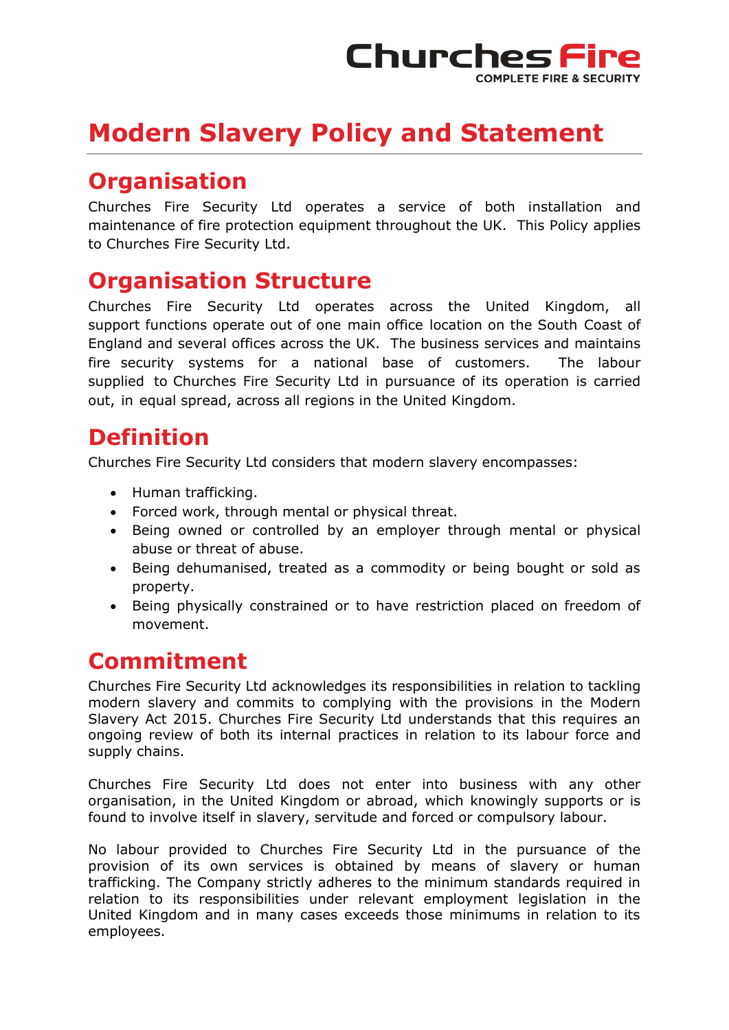Churches Fire
COMPLETE FIRE & SECURITY

# Modern Slavery Policy and Statement

## Organisation

Churches Fire Security Ltd operates a service of both installation and maintenance of fire protection equipment throughout the UK. This Policy applies to Churches Fire Security Ltd.

## Organisation Structure

Churches Fire Security Ltd operates across the United Kingdom, all support functions operate out of one main office location on the South Coast of England and several offices across the UK. The business services and maintains fire security systems for a national base of customers. The labour supplied to Churches Fire Security Ltd in pursuance of its operation is carried out, in equal spread, across all regions in the United Kingdom.

## Definition

Churches Fire Security Ltd considers that modern slavery encompasses:

- Human trafficking.
- Forced work, through mental or physical threat.
- Being owned or controlled by an employer through mental or physical abuse or threat of abuse.
- Being dehumanised, treated as a commodity or being bought or sold as property.
- Being physically constrained or to have restriction placed on freedom of movement.

## Commitment

Churches Fire Security Ltd acknowledges its responsibilities in relation to tackling modern slavery and commits to complying with the provisions in the Modern Slavery Act 2015. Churches Fire Security Ltd understands that this requires an ongoing review of both its internal practices in relation to its labour force and supply chains.

Churches Fire Security Ltd does not enter into business with any other organisation, in the United Kingdom or abroad, which knowingly supports or is found to involve itself in slavery, servitude and forced or compulsory labour.

No labour provided to Churches Fire Security Ltd in the pursuance of the provision of its own services is obtained by means of slavery or human trafficking. The Company strictly adheres to the minimum standards required in relation to its responsibilities under relevant employment legislation in the United Kingdom and in many cases exceeds those minimums in relation to its employees.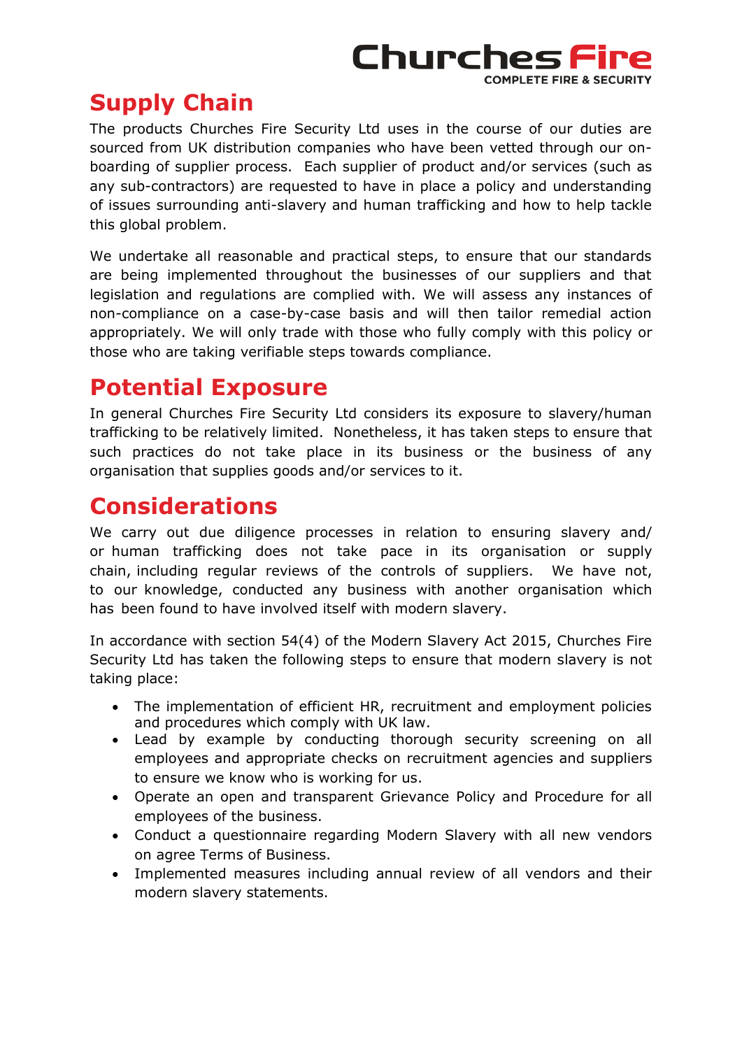## Supply Chain

The products Churches Fire Security Ltd uses in the course of our duties are sourced from UK distribution companies who have been vetted through our on-boarding of supplier process. Each supplier of product and/or services (such as any sub-contractors) are requested to have in place a policy and understanding of issues surrounding anti-slavery and human trafficking and how to help tackle this global problem.

We undertake all reasonable and practical steps, to ensure that our standards are being implemented throughout the businesses of our suppliers and that legislation and regulations are complied with. We will assess any instances of non-compliance on a case-by-case basis and will then tailor remedial action appropriately. We will only trade with those who fully comply with this policy or those who are taking verifiable steps towards compliance.

## Potential Exposure

In general Churches Fire Security Ltd considers its exposure to slavery/human trafficking to be relatively limited. Nonetheless, it has taken steps to ensure that such practices do not take place in its business or the business of any organisation that supplies goods and/or services to it.

## Considerations

We carry out due diligence processes in relation to ensuring slavery and/ or human trafficking does not take pace in its organisation or supply chain, including regular reviews of the controls of suppliers. We have not, to our knowledge, conducted any business with another organisation which has been found to have involved itself with modern slavery.

In accordance with section 54(4) of the Modern Slavery Act 2015, Churches Fire Security Ltd has taken the following steps to ensure that modern slavery is not taking place:

- The implementation of efficient HR, recruitment and employment policies and procedures which comply with UK law.
- Lead by example by conducting thorough security screening on all employees and appropriate checks on recruitment agencies and suppliers to ensure we know who is working for us.
- Operate an open and transparent Grievance Policy and Procedure for all employees of the business.
- Conduct a questionnaire regarding Modern Slavery with all new vendors on agree Terms of Business.
- Implemented measures including annual review of all vendors and their modern slavery statements.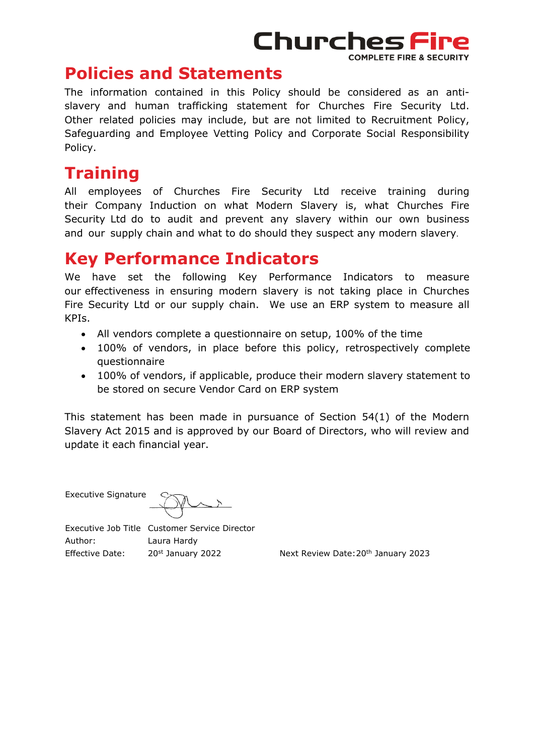## Policies and Statements

The information contained in this Policy should be considered as an anti-slavery and human trafficking statement for Churches Fire Security Ltd. Other related policies may include, but are not limited to Recruitment Policy, Safeguarding and Employee Vetting Policy and Corporate Social Responsibility Policy.

## Training

All employees of Churches Fire Security Ltd receive training during their Company Induction on what Modern Slavery is, what Churches Fire Security Ltd do to audit and prevent any slavery within our own business and our supply chain and what to do should they suspect any modern slavery.

## Key Performance Indicators

We have set the following Key Performance Indicators to measure our effectiveness in ensuring modern slavery is not taking place in Churches Fire Security Ltd or our supply chain. We use an ERP system to measure all KPIs.

- All vendors complete a questionnaire on setup, 100% of the time
- 100% of vendors, in place before this policy, retrospectively complete questionnaire
- 100% of vendors, if applicable, produce their modern slavery statement to be stored on secure Vendor Card on ERP system

This statement has been made in pursuance of Section 54(1) of the Modern Slavery Act 2015 and is approved by our Board of Directors, who will review and update it each financial year.

Executive Signature

Executive Job Title Customer Service Director
Author: Laura Hardy
Effective Date: 20st January 2022 Next Review Date: 20th January 2023